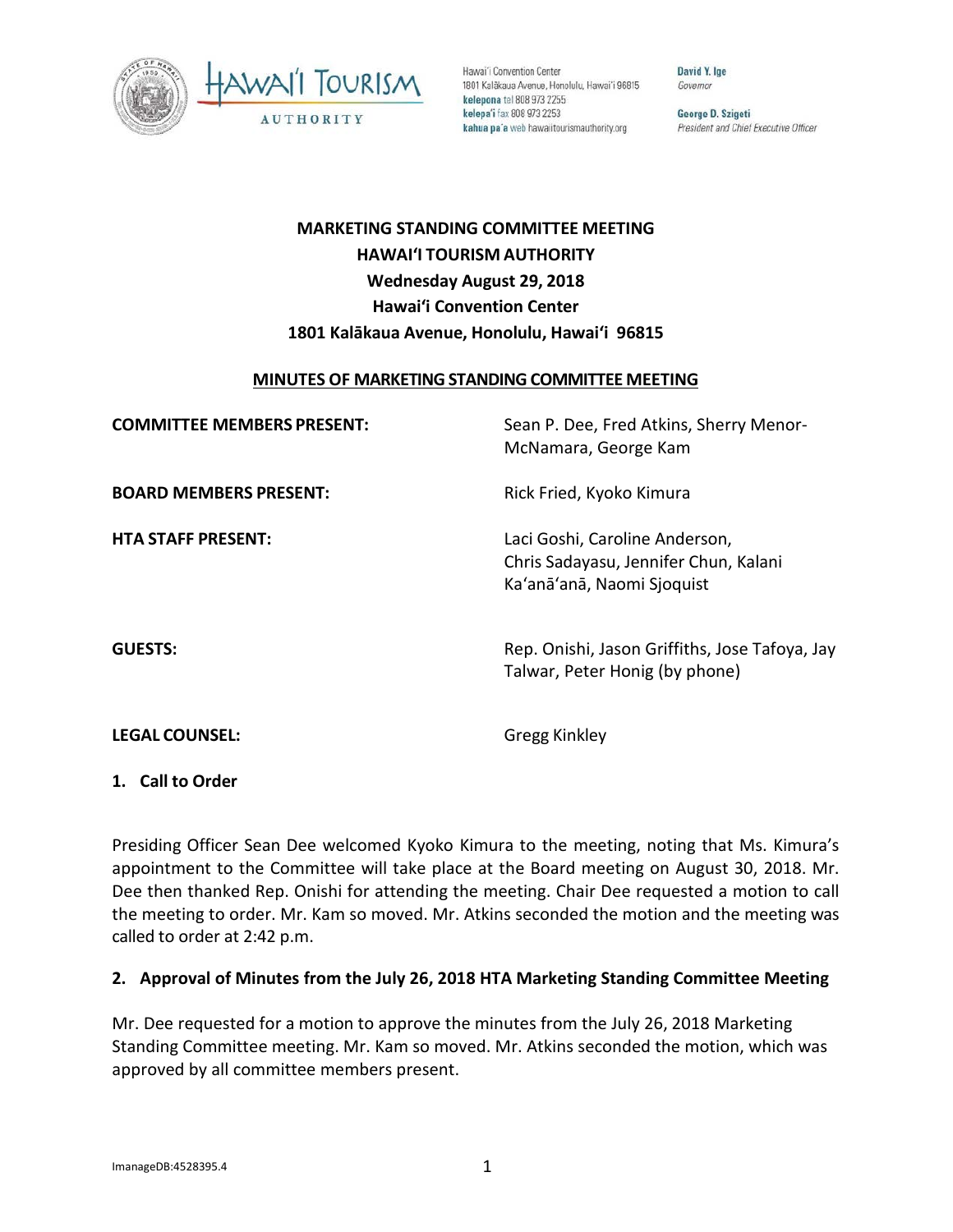Hawai'i Convention Center
1801 Kalākaua Avenue, Honolulu, Hawai'i 96815
**kelepona** tel 808 973 2255
**kelepa'i** fax 808 973 2253
**kahua pa'a** web hawaiitourismauthority.org

**David Y. Ige**
*Governor*

**George D. Szigeti**
*President and Chief Executive Officer*

**MARKETING STANDING COMMITTEE MEETING**
**HAWAI'I TOURISM AUTHORITY**
**Wednesday August 29, 2018**
**Hawai'i Convention Center**
**1801 Kalākaua Avenue, Honolulu, Hawai'i 96815**

**MINUTES OF MARKETING STANDING COMMITTEE MEETING**

| | |
|---|---|
| **COMMITTEE MEMBERS PRESENT:** | Sean P. Dee, Fred Atkins, Sherry Menor-McNamara, George Kam |
| **BOARD MEMBERS PRESENT:** | Rick Fried, Kyoko Kimura |
| **HTA STAFF PRESENT:** | Laci Goshi, Caroline Anderson, Chris Sadayasu, Jennifer Chun, Kalani Ka'anā'anā, Naomi Sjoquist |
| **GUESTS:** | Rep. Onishi, Jason Griffiths, Jose Tafoya, Jay Talwar, Peter Honig (by phone) |
| **LEGAL COUNSEL:** | Gregg Kinkley |

**1. Call to Order**

Presiding Officer Sean Dee welcomed Kyoko Kimura to the meeting, noting that Ms. Kimura's appointment to the Committee will take place at the Board meeting on August 30, 2018. Mr. Dee then thanked Rep. Onishi for attending the meeting. Chair Dee requested a motion to call the meeting to order. Mr. Kam so moved. Mr. Atkins seconded the motion and the meeting was called to order at 2:42 p.m.

**2. Approval of Minutes from the July 26, 2018 HTA Marketing Standing Committee Meeting**

Mr. Dee requested for a motion to approve the minutes from the July 26, 2018 Marketing Standing Committee meeting. Mr. Kam so moved. Mr. Atkins seconded the motion, which was approved by all committee members present.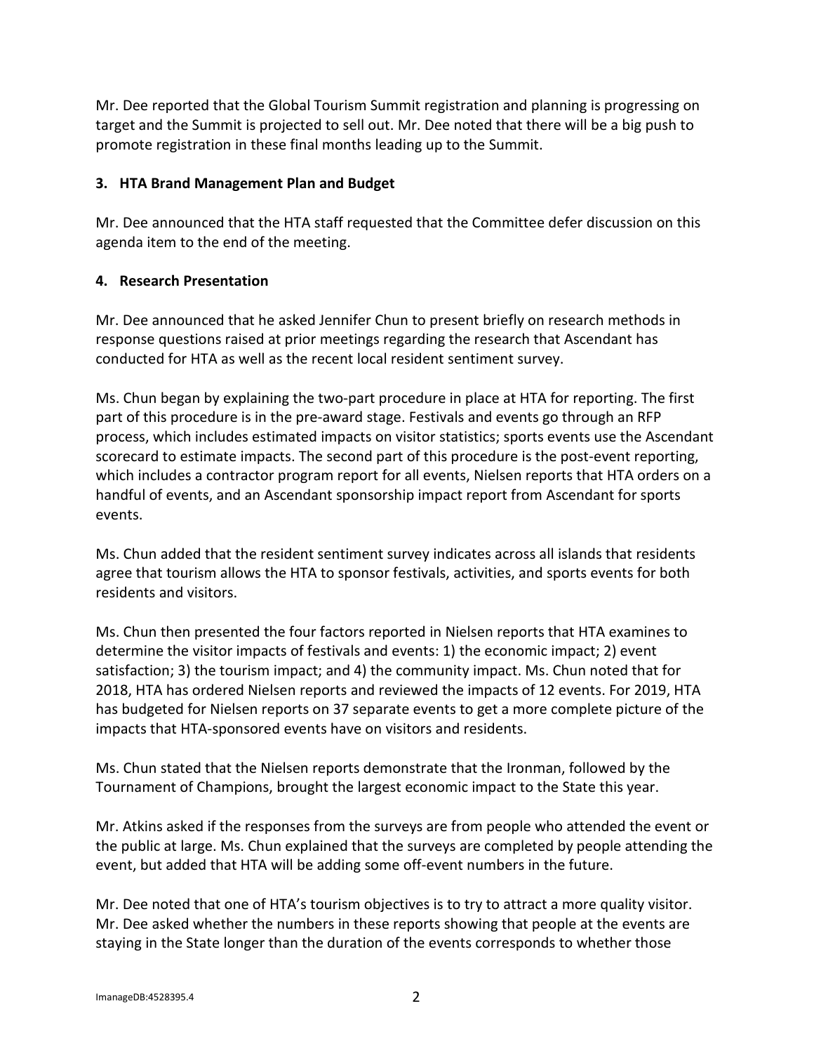Mr. Dee reported that the Global Tourism Summit registration and planning is progressing on target and the Summit is projected to sell out. Mr. Dee noted that there will be a big push to promote registration in these final months leading up to the Summit.

**3. HTA Brand Management Plan and Budget**

Mr. Dee announced that the HTA staff requested that the Committee defer discussion on this agenda item to the end of the meeting.

**4. Research Presentation**

Mr. Dee announced that he asked Jennifer Chun to present briefly on research methods in response questions raised at prior meetings regarding the research that Ascendant has conducted for HTA as well as the recent local resident sentiment survey.

Ms. Chun began by explaining the two-part procedure in place at HTA for reporting. The first part of this procedure is in the pre-award stage. Festivals and events go through an RFP process, which includes estimated impacts on visitor statistics; sports events use the Ascendant scorecard to estimate impacts. The second part of this procedure is the post-event reporting, which includes a contractor program report for all events, Nielsen reports that HTA orders on a handful of events, and an Ascendant sponsorship impact report from Ascendant for sports events.

Ms. Chun added that the resident sentiment survey indicates across all islands that residents agree that tourism allows the HTA to sponsor festivals, activities, and sports events for both residents and visitors.

Ms. Chun then presented the four factors reported in Nielsen reports that HTA examines to determine the visitor impacts of festivals and events: 1) the economic impact; 2) event satisfaction; 3) the tourism impact; and 4) the community impact. Ms. Chun noted that for 2018, HTA has ordered Nielsen reports and reviewed the impacts of 12 events. For 2019, HTA has budgeted for Nielsen reports on 37 separate events to get a more complete picture of the impacts that HTA-sponsored events have on visitors and residents.

Ms. Chun stated that the Nielsen reports demonstrate that the Ironman, followed by the Tournament of Champions, brought the largest economic impact to the State this year.

Mr. Atkins asked if the responses from the surveys are from people who attended the event or the public at large. Ms. Chun explained that the surveys are completed by people attending the event, but added that HTA will be adding some off-event numbers in the future.

Mr. Dee noted that one of HTA's tourism objectives is to try to attract a more quality visitor. Mr. Dee asked whether the numbers in these reports showing that people at the events are staying in the State longer than the duration of the events corresponds to whether those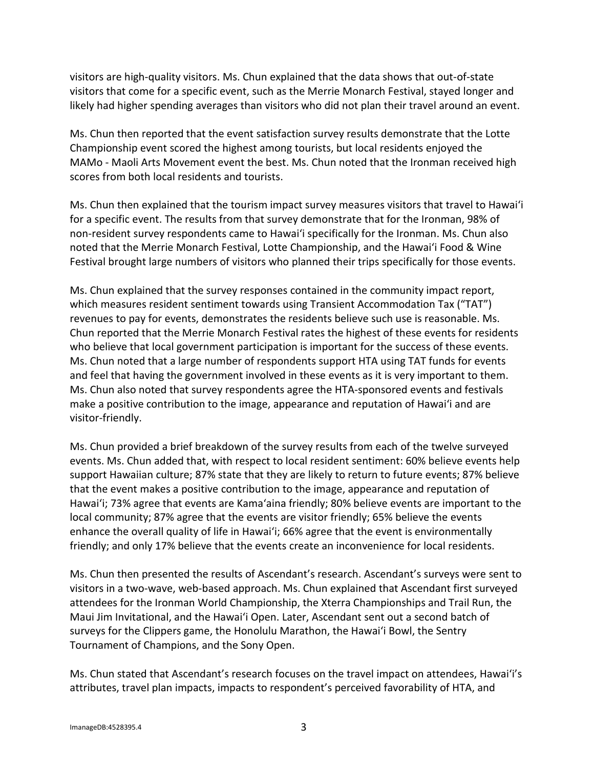visitors are high-quality visitors. Ms. Chun explained that the data shows that out-of-state visitors that come for a specific event, such as the Merrie Monarch Festival, stayed longer and likely had higher spending averages than visitors who did not plan their travel around an event.

Ms. Chun then reported that the event satisfaction survey results demonstrate that the Lotte Championship event scored the highest among tourists, but local residents enjoyed the MAMo - Maoli Arts Movement event the best. Ms. Chun noted that the Ironman received high scores from both local residents and tourists.

Ms. Chun then explained that the tourism impact survey measures visitors that travel to Hawaiʻi for a specific event. The results from that survey demonstrate that for the Ironman, 98% of non-resident survey respondents came to Hawaiʻi specifically for the Ironman. Ms. Chun also noted that the Merrie Monarch Festival, Lotte Championship, and the Hawaiʻi Food & Wine Festival brought large numbers of visitors who planned their trips specifically for those events.

Ms. Chun explained that the survey responses contained in the community impact report, which measures resident sentiment towards using Transient Accommodation Tax ("TAT") revenues to pay for events, demonstrates the residents believe such use is reasonable. Ms. Chun reported that the Merrie Monarch Festival rates the highest of these events for residents who believe that local government participation is important for the success of these events. Ms. Chun noted that a large number of respondents support HTA using TAT funds for events and feel that having the government involved in these events as it is very important to them. Ms. Chun also noted that survey respondents agree the HTA-sponsored events and festivals make a positive contribution to the image, appearance and reputation of Hawaiʻi and are visitor-friendly.

Ms. Chun provided a brief breakdown of the survey results from each of the twelve surveyed events. Ms. Chun added that, with respect to local resident sentiment: 60% believe events help support Hawaiian culture; 87% state that they are likely to return to future events; 87% believe that the event makes a positive contribution to the image, appearance and reputation of Hawaiʻi; 73% agree that events are Kamaʻaina friendly; 80% believe events are important to the local community; 87% agree that the events are visitor friendly; 65% believe the events enhance the overall quality of life in Hawaiʻi; 66% agree that the event is environmentally friendly; and only 17% believe that the events create an inconvenience for local residents.

Ms. Chun then presented the results of Ascendant's research. Ascendant's surveys were sent to visitors in a two-wave, web-based approach. Ms. Chun explained that Ascendant first surveyed attendees for the Ironman World Championship, the Xterra Championships and Trail Run, the Maui Jim Invitational, and the Hawaiʻi Open. Later, Ascendant sent out a second batch of surveys for the Clippers game, the Honolulu Marathon, the Hawaiʻi Bowl, the Sentry Tournament of Champions, and the Sony Open.

Ms. Chun stated that Ascendant's research focuses on the travel impact on attendees, Hawaiʻi's attributes, travel plan impacts, impacts to respondent's perceived favorability of HTA, and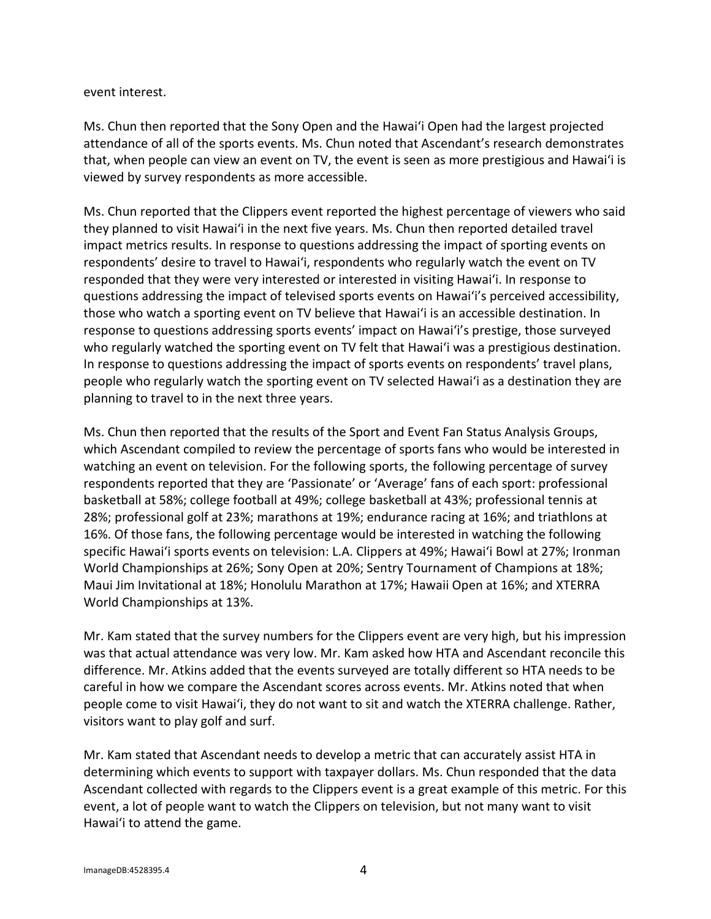event interest.

Ms. Chun then reported that the Sony Open and the Hawaiʻi Open had the largest projected attendance of all of the sports events. Ms. Chun noted that Ascendant's research demonstrates that, when people can view an event on TV, the event is seen as more prestigious and Hawaiʻi is viewed by survey respondents as more accessible.

Ms. Chun reported that the Clippers event reported the highest percentage of viewers who said they planned to visit Hawaiʻi in the next five years. Ms. Chun then reported detailed travel impact metrics results. In response to questions addressing the impact of sporting events on respondents' desire to travel to Hawaiʻi, respondents who regularly watch the event on TV responded that they were very interested or interested in visiting Hawaiʻi. In response to questions addressing the impact of televised sports events on Hawaiʻi's perceived accessibility, those who watch a sporting event on TV believe that Hawaiʻi is an accessible destination. In response to questions addressing sports events' impact on Hawaiʻi's prestige, those surveyed who regularly watched the sporting event on TV felt that Hawaiʻi was a prestigious destination. In response to questions addressing the impact of sports events on respondents' travel plans, people who regularly watch the sporting event on TV selected Hawaiʻi as a destination they are planning to travel to in the next three years.

Ms. Chun then reported that the results of the Sport and Event Fan Status Analysis Groups, which Ascendant compiled to review the percentage of sports fans who would be interested in watching an event on television. For the following sports, the following percentage of survey respondents reported that they are 'Passionate' or 'Average' fans of each sport: professional basketball at 58%; college football at 49%; college basketball at 43%; professional tennis at 28%; professional golf at 23%; marathons at 19%; endurance racing at 16%; and triathlons at 16%. Of those fans, the following percentage would be interested in watching the following specific Hawaiʻi sports events on television: L.A. Clippers at 49%; Hawaiʻi Bowl at 27%; Ironman World Championships at 26%; Sony Open at 20%; Sentry Tournament of Champions at 18%; Maui Jim Invitational at 18%; Honolulu Marathon at 17%; Hawaii Open at 16%; and XTERRA World Championships at 13%.

Mr. Kam stated that the survey numbers for the Clippers event are very high, but his impression was that actual attendance was very low. Mr. Kam asked how HTA and Ascendant reconcile this difference. Mr. Atkins added that the events surveyed are totally different so HTA needs to be careful in how we compare the Ascendant scores across events. Mr. Atkins noted that when people come to visit Hawaiʻi, they do not want to sit and watch the XTERRA challenge. Rather, visitors want to play golf and surf.

Mr. Kam stated that Ascendant needs to develop a metric that can accurately assist HTA in determining which events to support with taxpayer dollars. Ms. Chun responded that the data Ascendant collected with regards to the Clippers event is a great example of this metric. For this event, a lot of people want to watch the Clippers on television, but not many want to visit Hawaiʻi to attend the game.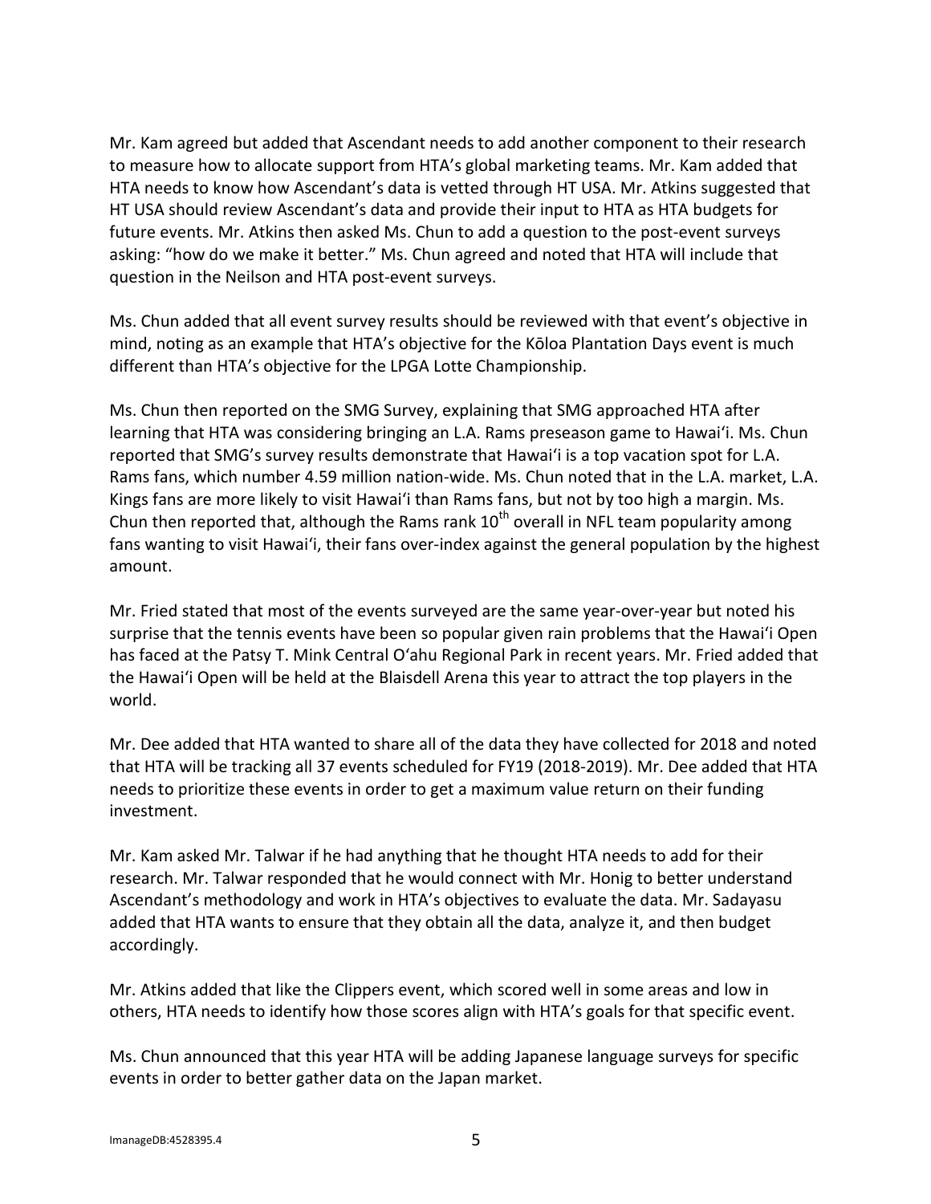Mr. Kam agreed but added that Ascendant needs to add another component to their research to measure how to allocate support from HTA's global marketing teams. Mr. Kam added that HTA needs to know how Ascendant's data is vetted through HT USA. Mr. Atkins suggested that HT USA should review Ascendant's data and provide their input to HTA as HTA budgets for future events. Mr. Atkins then asked Ms. Chun to add a question to the post-event surveys asking: "how do we make it better." Ms. Chun agreed and noted that HTA will include that question in the Neilson and HTA post-event surveys.

Ms. Chun added that all event survey results should be reviewed with that event's objective in mind, noting as an example that HTA's objective for the Kōloa Plantation Days event is much different than HTA's objective for the LPGA Lotte Championship.

Ms. Chun then reported on the SMG Survey, explaining that SMG approached HTA after learning that HTA was considering bringing an L.A. Rams preseason game to Hawai'i. Ms. Chun reported that SMG's survey results demonstrate that Hawai'i is a top vacation spot for L.A. Rams fans, which number 4.59 million nation-wide. Ms. Chun noted that in the L.A. market, L.A. Kings fans are more likely to visit Hawai'i than Rams fans, but not by too high a margin. Ms. Chun then reported that, although the Rams rank 10th overall in NFL team popularity among fans wanting to visit Hawai'i, their fans over-index against the general population by the highest amount.

Mr. Fried stated that most of the events surveyed are the same year-over-year but noted his surprise that the tennis events have been so popular given rain problems that the Hawai'i Open has faced at the Patsy T. Mink Central O'ahu Regional Park in recent years. Mr. Fried added that the Hawai'i Open will be held at the Blaisdell Arena this year to attract the top players in the world.

Mr. Dee added that HTA wanted to share all of the data they have collected for 2018 and noted that HTA will be tracking all 37 events scheduled for FY19 (2018-2019). Mr. Dee added that HTA needs to prioritize these events in order to get a maximum value return on their funding investment.

Mr. Kam asked Mr. Talwar if he had anything that he thought HTA needs to add for their research. Mr. Talwar responded that he would connect with Mr. Honig to better understand Ascendant's methodology and work in HTA's objectives to evaluate the data. Mr. Sadayasu added that HTA wants to ensure that they obtain all the data, analyze it, and then budget accordingly.

Mr. Atkins added that like the Clippers event, which scored well in some areas and low in others, HTA needs to identify how those scores align with HTA's goals for that specific event.

Ms. Chun announced that this year HTA will be adding Japanese language surveys for specific events in order to better gather data on the Japan market.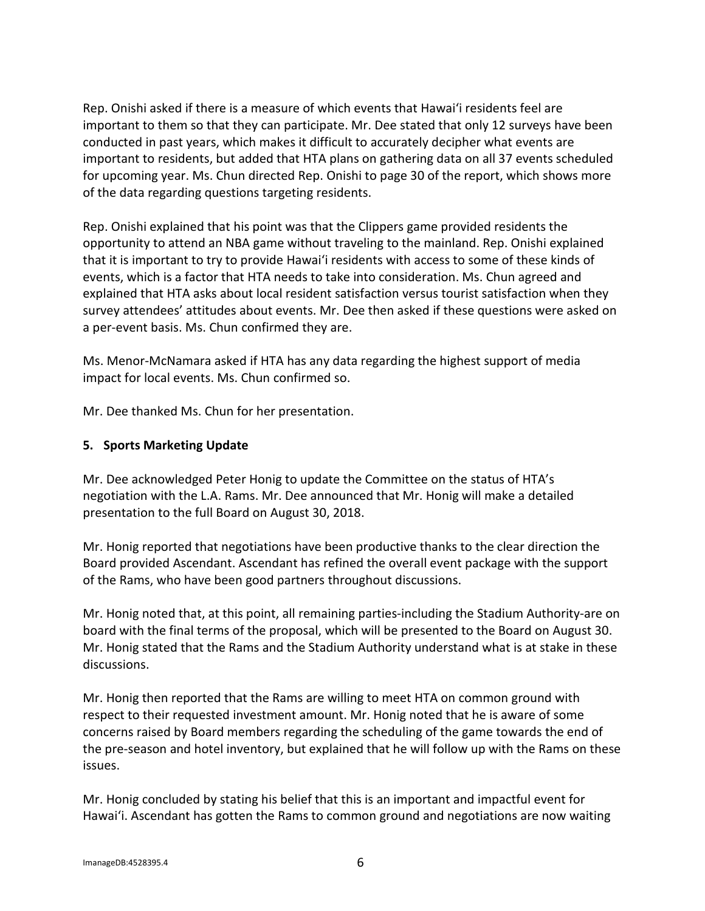Rep. Onishi asked if there is a measure of which events that Hawaiʻi residents feel are important to them so that they can participate. Mr. Dee stated that only 12 surveys have been conducted in past years, which makes it difficult to accurately decipher what events are important to residents, but added that HTA plans on gathering data on all 37 events scheduled for upcoming year. Ms. Chun directed Rep. Onishi to page 30 of the report, which shows more of the data regarding questions targeting residents.

Rep. Onishi explained that his point was that the Clippers game provided residents the opportunity to attend an NBA game without traveling to the mainland. Rep. Onishi explained that it is important to try to provide Hawaiʻi residents with access to some of these kinds of events, which is a factor that HTA needs to take into consideration. Ms. Chun agreed and explained that HTA asks about local resident satisfaction versus tourist satisfaction when they survey attendees' attitudes about events. Mr. Dee then asked if these questions were asked on a per-event basis. Ms. Chun confirmed they are.

Ms. Menor-McNamara asked if HTA has any data regarding the highest support of media impact for local events. Ms. Chun confirmed so.

Mr. Dee thanked Ms. Chun for her presentation.

**5. Sports Marketing Update**

Mr. Dee acknowledged Peter Honig to update the Committee on the status of HTA's negotiation with the L.A. Rams. Mr. Dee announced that Mr. Honig will make a detailed presentation to the full Board on August 30, 2018.

Mr. Honig reported that negotiations have been productive thanks to the clear direction the Board provided Ascendant. Ascendant has refined the overall event package with the support of the Rams, who have been good partners throughout discussions.

Mr. Honig noted that, at this point, all remaining parties-including the Stadium Authority-are on board with the final terms of the proposal, which will be presented to the Board on August 30. Mr. Honig stated that the Rams and the Stadium Authority understand what is at stake in these discussions.

Mr. Honig then reported that the Rams are willing to meet HTA on common ground with respect to their requested investment amount. Mr. Honig noted that he is aware of some concerns raised by Board members regarding the scheduling of the game towards the end of the pre-season and hotel inventory, but explained that he will follow up with the Rams on these issues.

Mr. Honig concluded by stating his belief that this is an important and impactful event for Hawaiʻi. Ascendant has gotten the Rams to common ground and negotiations are now waiting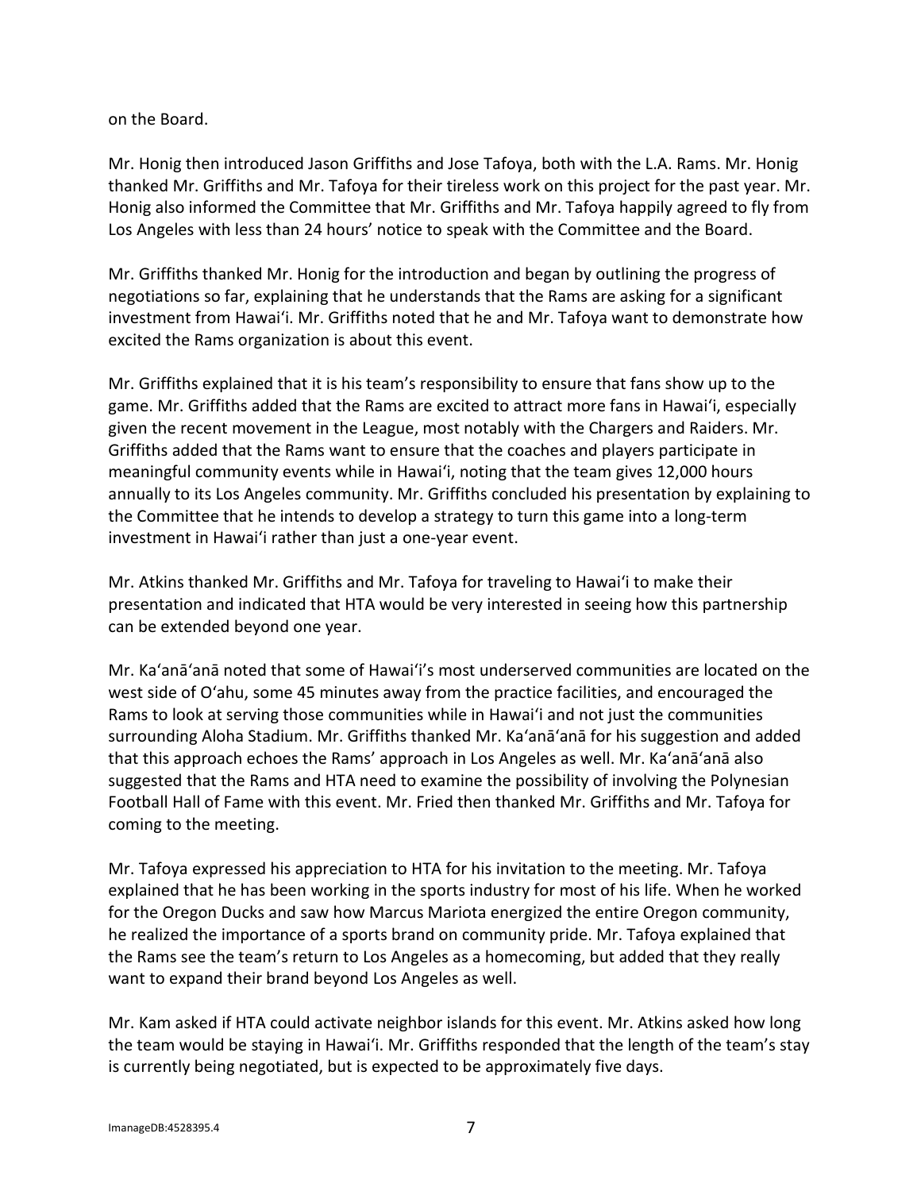on the Board.

Mr. Honig then introduced Jason Griffiths and Jose Tafoya, both with the L.A. Rams. Mr. Honig thanked Mr. Griffiths and Mr. Tafoya for their tireless work on this project for the past year. Mr. Honig also informed the Committee that Mr. Griffiths and Mr. Tafoya happily agreed to fly from Los Angeles with less than 24 hours' notice to speak with the Committee and the Board.

Mr. Griffiths thanked Mr. Honig for the introduction and began by outlining the progress of negotiations so far, explaining that he understands that the Rams are asking for a significant investment from Hawaiʻi. Mr. Griffiths noted that he and Mr. Tafoya want to demonstrate how excited the Rams organization is about this event.

Mr. Griffiths explained that it is his team's responsibility to ensure that fans show up to the game. Mr. Griffiths added that the Rams are excited to attract more fans in Hawaiʻi, especially given the recent movement in the League, most notably with the Chargers and Raiders. Mr. Griffiths added that the Rams want to ensure that the coaches and players participate in meaningful community events while in Hawaiʻi, noting that the team gives 12,000 hours annually to its Los Angeles community. Mr. Griffiths concluded his presentation by explaining to the Committee that he intends to develop a strategy to turn this game into a long-term investment in Hawaiʻi rather than just a one-year event.

Mr. Atkins thanked Mr. Griffiths and Mr. Tafoya for traveling to Hawaiʻi to make their presentation and indicated that HTA would be very interested in seeing how this partnership can be extended beyond one year.

Mr. Kaʻanāʻanā noted that some of Hawaiʻi's most underserved communities are located on the west side of Oʻahu, some 45 minutes away from the practice facilities, and encouraged the Rams to look at serving those communities while in Hawaiʻi and not just the communities surrounding Aloha Stadium. Mr. Griffiths thanked Mr. Kaʻanāʻanā for his suggestion and added that this approach echoes the Rams' approach in Los Angeles as well. Mr. Kaʻanāʻanā also suggested that the Rams and HTA need to examine the possibility of involving the Polynesian Football Hall of Fame with this event. Mr. Fried then thanked Mr. Griffiths and Mr. Tafoya for coming to the meeting.

Mr. Tafoya expressed his appreciation to HTA for his invitation to the meeting. Mr. Tafoya explained that he has been working in the sports industry for most of his life. When he worked for the Oregon Ducks and saw how Marcus Mariota energized the entire Oregon community, he realized the importance of a sports brand on community pride. Mr. Tafoya explained that the Rams see the team's return to Los Angeles as a homecoming, but added that they really want to expand their brand beyond Los Angeles as well.

Mr. Kam asked if HTA could activate neighbor islands for this event. Mr. Atkins asked how long the team would be staying in Hawaiʻi. Mr. Griffiths responded that the length of the team's stay is currently being negotiated, but is expected to be approximately five days.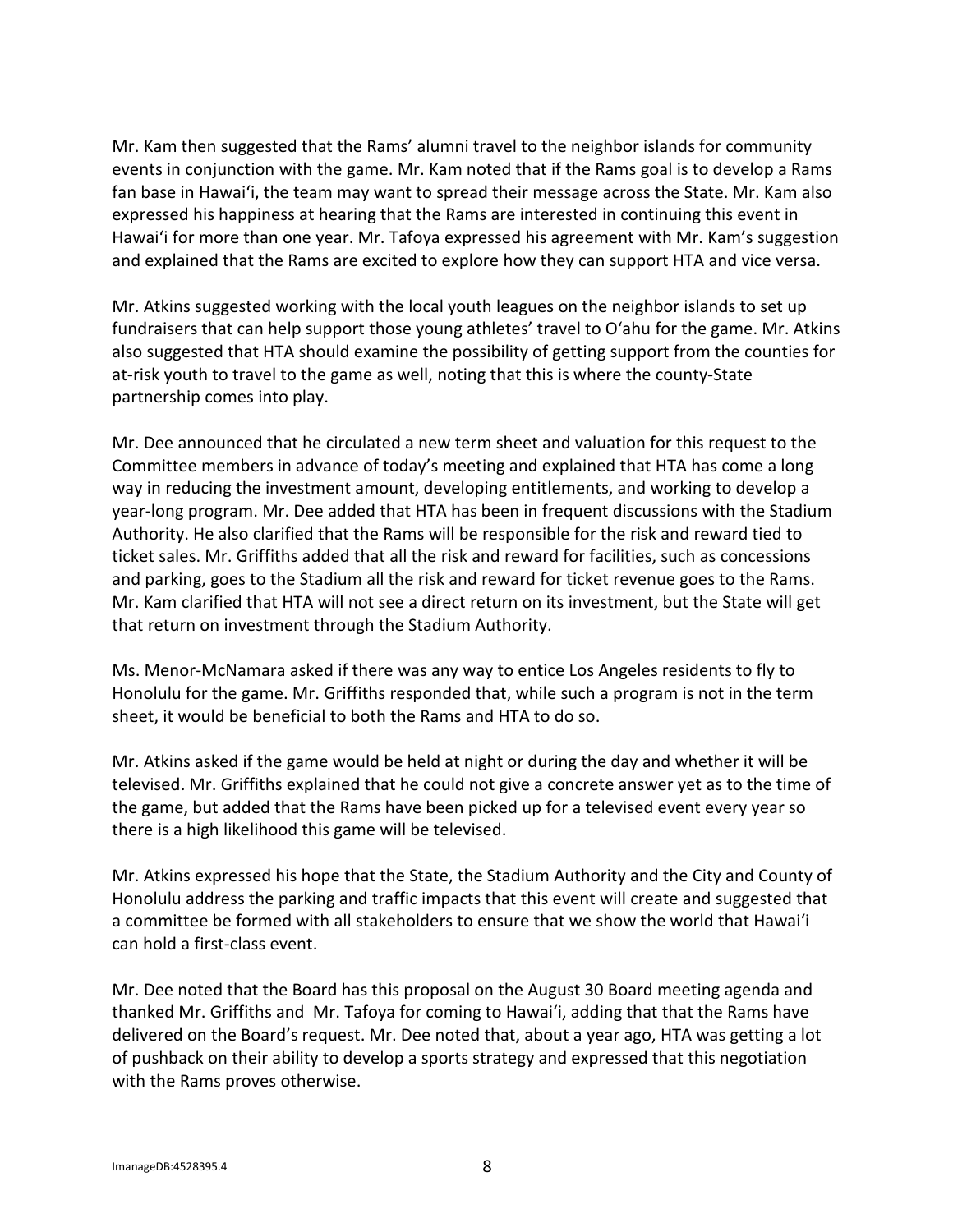Mr. Kam then suggested that the Rams' alumni travel to the neighbor islands for community events in conjunction with the game. Mr. Kam noted that if the Rams goal is to develop a Rams fan base in Hawaiʻi, the team may want to spread their message across the State. Mr. Kam also expressed his happiness at hearing that the Rams are interested in continuing this event in Hawaiʻi for more than one year. Mr. Tafoya expressed his agreement with Mr. Kam's suggestion and explained that the Rams are excited to explore how they can support HTA and vice versa.

Mr. Atkins suggested working with the local youth leagues on the neighbor islands to set up fundraisers that can help support those young athletes' travel to Oʻahu for the game. Mr. Atkins also suggested that HTA should examine the possibility of getting support from the counties for at-risk youth to travel to the game as well, noting that this is where the county-State partnership comes into play.

Mr. Dee announced that he circulated a new term sheet and valuation for this request to the Committee members in advance of today's meeting and explained that HTA has come a long way in reducing the investment amount, developing entitlements, and working to develop a year-long program. Mr. Dee added that HTA has been in frequent discussions with the Stadium Authority. He also clarified that the Rams will be responsible for the risk and reward tied to ticket sales. Mr. Griffiths added that all the risk and reward for facilities, such as concessions and parking, goes to the Stadium all the risk and reward for ticket revenue goes to the Rams. Mr. Kam clarified that HTA will not see a direct return on its investment, but the State will get that return on investment through the Stadium Authority.

Ms. Menor-McNamara asked if there was any way to entice Los Angeles residents to fly to Honolulu for the game. Mr. Griffiths responded that, while such a program is not in the term sheet, it would be beneficial to both the Rams and HTA to do so.

Mr. Atkins asked if the game would be held at night or during the day and whether it will be televised. Mr. Griffiths explained that he could not give a concrete answer yet as to the time of the game, but added that the Rams have been picked up for a televised event every year so there is a high likelihood this game will be televised.

Mr. Atkins expressed his hope that the State, the Stadium Authority and the City and County of Honolulu address the parking and traffic impacts that this event will create and suggested that a committee be formed with all stakeholders to ensure that we show the world that Hawaiʻi can hold a first-class event.

Mr. Dee noted that the Board has this proposal on the August 30 Board meeting agenda and thanked Mr. Griffiths and Mr. Tafoya for coming to Hawaiʻi, adding that that the Rams have delivered on the Board's request. Mr. Dee noted that, about a year ago, HTA was getting a lot of pushback on their ability to develop a sports strategy and expressed that this negotiation with the Rams proves otherwise.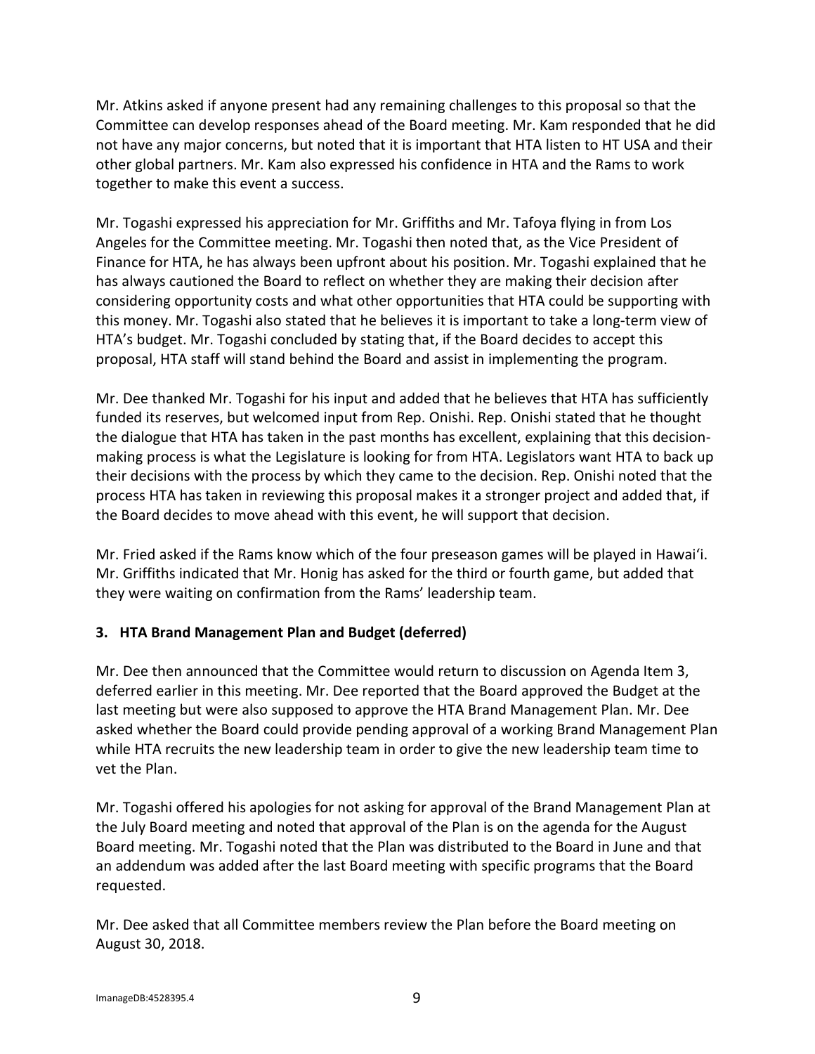Mr. Atkins asked if anyone present had any remaining challenges to this proposal so that the Committee can develop responses ahead of the Board meeting. Mr. Kam responded that he did not have any major concerns, but noted that it is important that HTA listen to HT USA and their other global partners. Mr. Kam also expressed his confidence in HTA and the Rams to work together to make this event a success.

Mr. Togashi expressed his appreciation for Mr. Griffiths and Mr. Tafoya flying in from Los Angeles for the Committee meeting. Mr. Togashi then noted that, as the Vice President of Finance for HTA, he has always been upfront about his position. Mr. Togashi explained that he has always cautioned the Board to reflect on whether they are making their decision after considering opportunity costs and what other opportunities that HTA could be supporting with this money. Mr. Togashi also stated that he believes it is important to take a long-term view of HTA's budget. Mr. Togashi concluded by stating that, if the Board decides to accept this proposal, HTA staff will stand behind the Board and assist in implementing the program.

Mr. Dee thanked Mr. Togashi for his input and added that he believes that HTA has sufficiently funded its reserves, but welcomed input from Rep. Onishi. Rep. Onishi stated that he thought the dialogue that HTA has taken in the past months has excellent, explaining that this decision-making process is what the Legislature is looking for from HTA. Legislators want HTA to back up their decisions with the process by which they came to the decision. Rep. Onishi noted that the process HTA has taken in reviewing this proposal makes it a stronger project and added that, if the Board decides to move ahead with this event, he will support that decision.

Mr. Fried asked if the Rams know which of the four preseason games will be played in Hawaiʻi. Mr. Griffiths indicated that Mr. Honig has asked for the third or fourth game, but added that they were waiting on confirmation from the Rams' leadership team.

### 3. HTA Brand Management Plan and Budget (deferred)

Mr. Dee then announced that the Committee would return to discussion on Agenda Item 3, deferred earlier in this meeting. Mr. Dee reported that the Board approved the Budget at the last meeting but were also supposed to approve the HTA Brand Management Plan. Mr. Dee asked whether the Board could provide pending approval of a working Brand Management Plan while HTA recruits the new leadership team in order to give the new leadership team time to vet the Plan.

Mr. Togashi offered his apologies for not asking for approval of the Brand Management Plan at the July Board meeting and noted that approval of the Plan is on the agenda for the August Board meeting. Mr. Togashi noted that the Plan was distributed to the Board in June and that an addendum was added after the last Board meeting with specific programs that the Board requested.

Mr. Dee asked that all Committee members review the Plan before the Board meeting on August 30, 2018.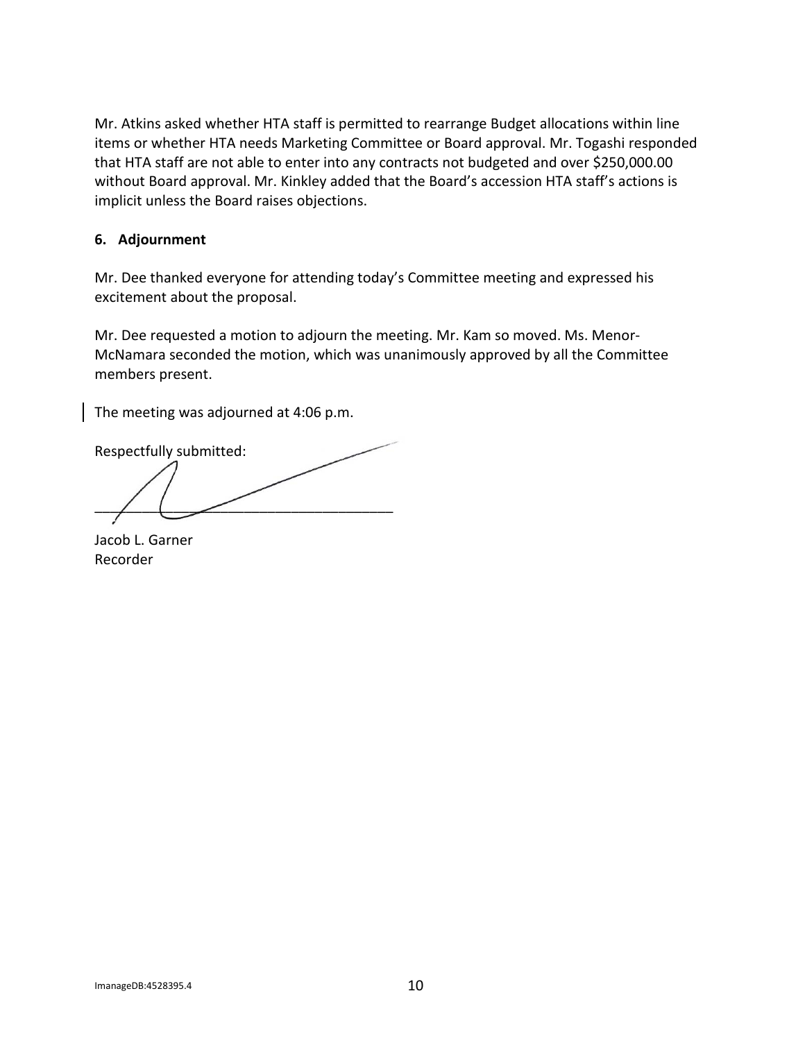Mr. Atkins asked whether HTA staff is permitted to rearrange Budget allocations within line items or whether HTA needs Marketing Committee or Board approval. Mr. Togashi responded that HTA staff are not able to enter into any contracts not budgeted and over $250,000.00 without Board approval. Mr. Kinkley added that the Board's accession HTA staff's actions is implicit unless the Board raises objections.

**6. Adjournment**

Mr. Dee thanked everyone for attending today's Committee meeting and expressed his excitement about the proposal.

Mr. Dee requested a motion to adjourn the meeting. Mr. Kam so moved. Ms. Menor-McNamara seconded the motion, which was unanimously approved by all the Committee members present.

The meeting was adjourned at 4:06 p.m.

Respectfully submitted:

_______________________________________

Jacob L. Garner
Recorder

ImanageDB:4528395.4